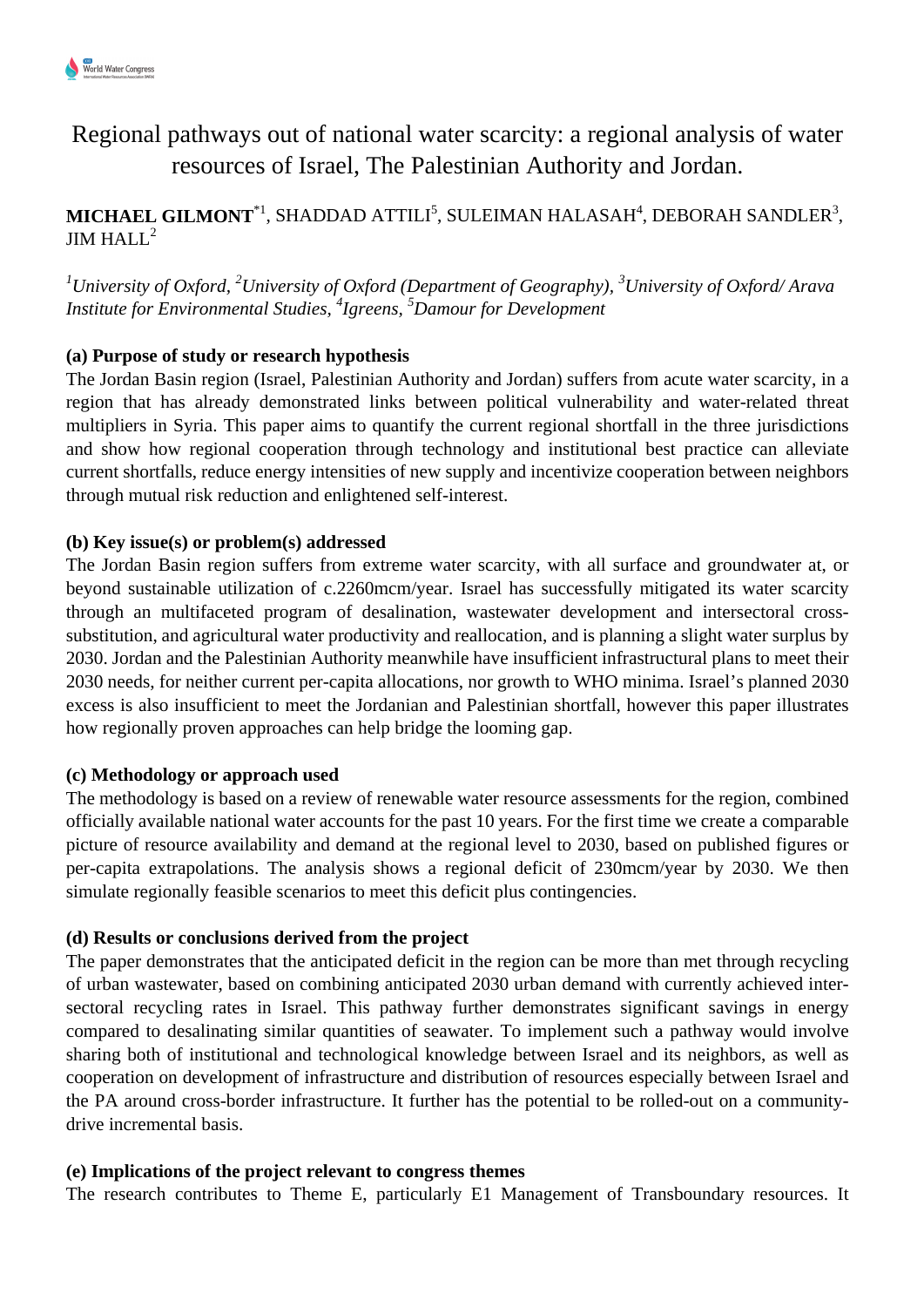# Regional pathways out of national water scarcity: a regional analysis of water resources of Israel, The Palestinian Authority and Jordan.

**MICHAEL GILMONT**[*1], SHADDAD ATTILI[5], SULEIMAN HALASAH[4], DEBORAH SANDLER[3], JIM HALL[2]

*[1]University of Oxford, [2]University of Oxford (Department of Geography), [3]University of Oxford/ Arava Institute for Environmental Studies, [4]Igreens, [5]Damour for Development*

**(a) Purpose of study or research hypothesis**

The Jordan Basin region (Israel, Palestinian Authority and Jordan) suffers from acute water scarcity, in a region that has already demonstrated links between political vulnerability and water-related threat multipliers in Syria. This paper aims to quantify the current regional shortfall in the three jurisdictions and show how regional cooperation through technology and institutional best practice can alleviate current shortfalls, reduce energy intensities of new supply and incentivize cooperation between neighbors through mutual risk reduction and enlightened self-interest.

**(b) Key issue(s) or problem(s) addressed**

The Jordan Basin region suffers from extreme water scarcity, with all surface and groundwater at, or beyond sustainable utilization of c.2260mcm/year. Israel has successfully mitigated its water scarcity through an multifaceted program of desalination, wastewater development and intersectoral cross-substitution, and agricultural water productivity and reallocation, and is planning a slight water surplus by 2030. Jordan and the Palestinian Authority meanwhile have insufficient infrastructural plans to meet their 2030 needs, for neither current per-capita allocations, nor growth to WHO minima. Israel's planned 2030 excess is also insufficient to meet the Jordanian and Palestinian shortfall, however this paper illustrates how regionally proven approaches can help bridge the looming gap.

**(c) Methodology or approach used**

The methodology is based on a review of renewable water resource assessments for the region, combined officially available national water accounts for the past 10 years. For the first time we create a comparable picture of resource availability and demand at the regional level to 2030, based on published figures or per-capita extrapolations. The analysis shows a regional deficit of 230mcm/year by 2030. We then simulate regionally feasible scenarios to meet this deficit plus contingencies.

**(d) Results or conclusions derived from the project**

The paper demonstrates that the anticipated deficit in the region can be more than met through recycling of urban wastewater, based on combining anticipated 2030 urban demand with currently achieved inter-sectoral recycling rates in Israel. This pathway further demonstrates significant savings in energy compared to desalinating similar quantities of seawater. To implement such a pathway would involve sharing both of institutional and technological knowledge between Israel and its neighbors, as well as cooperation on development of infrastructure and distribution of resources especially between Israel and the PA around cross-border infrastructure. It further has the potential to be rolled-out on a community-drive incremental basis.

**(e) Implications of the project relevant to congress themes**

The research contributes to Theme E, particularly E1 Management of Transboundary resources. It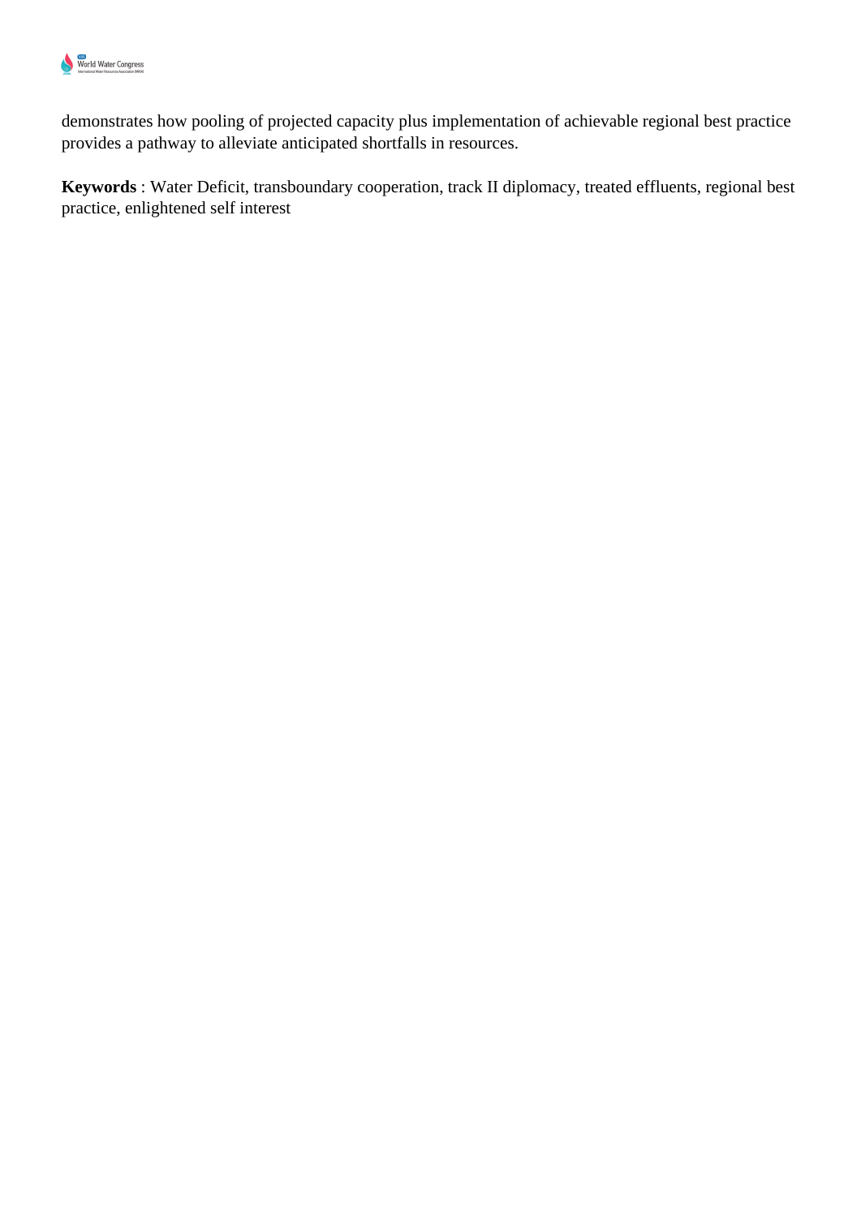demonstrates how pooling of projected capacity plus implementation of achievable regional best practice provides a pathway to alleviate anticipated shortfalls in resources.

**Keywords** : Water Deficit, transboundary cooperation, track II diplomacy, treated effluents, regional best practice, enlightened self interest